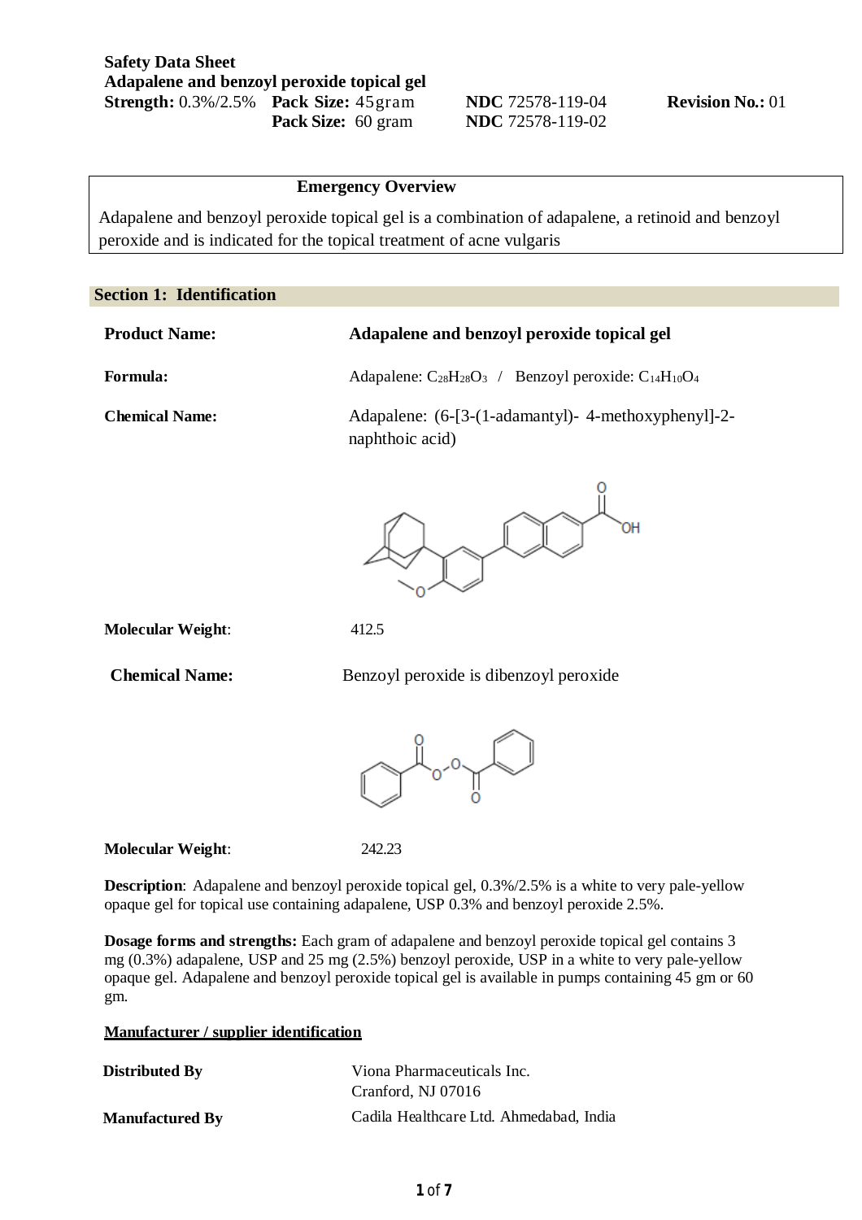**Safety Data Sheet**
**Adapalene and benzoyl peroxide topical gel**

| **Strength:** 0.3%/2.5% | **Pack Size:** 45 gram | **NDC** 72578-119-04 | **Revision No.:** 01 |
|---|---|---|---|
| | **Pack Size:** 60 gram | **NDC** 72578-119-02 | |

**Emergency Overview**

Adapalene and benzoyl peroxide topical gel is a combination of adapalene, a retinoid and benzoyl peroxide and is indicated for the topical treatment of acne vulgaris

## Section 1: Identification

**Product Name:** **Adapalene and benzoyl peroxide topical gel**

**Formula:** Adapalene: $C_{28}H_{28}O_3$ / Benzoyl peroxide: $C_{14}H_{10}O_4$

**Chemical Name:** Adapalene: (6-[3-(1-adamantyl)- 4-methoxyphenyl]-2-naphthoic acid)

**Molecular Weight**: 412.5

**Chemical Name:** Benzoyl peroxide is dibenzoyl peroxide

**Molecular Weight**: 242.23

**Description**: Adapalene and benzoyl peroxide topical gel, 0.3%/2.5% is a white to very pale-yellow opaque gel for topical use containing adapalene, USP 0.3% and benzoyl peroxide 2.5%.

**Dosage forms and strengths:** Each gram of adapalene and benzoyl peroxide topical gel contains 3 mg (0.3%) adapalene, USP and 25 mg (2.5%) benzoyl peroxide, USP in a white to very pale-yellow opaque gel. Adapalene and benzoyl peroxide topical gel is available in pumps containing 45 gm or 60 gm.

**Manufacturer / supplier identification**

**Distributed By** Viona Pharmaceuticals Inc.
Cranford, NJ 07016

**Manufactured By** Cadila Healthcare Ltd. Ahmedabad, India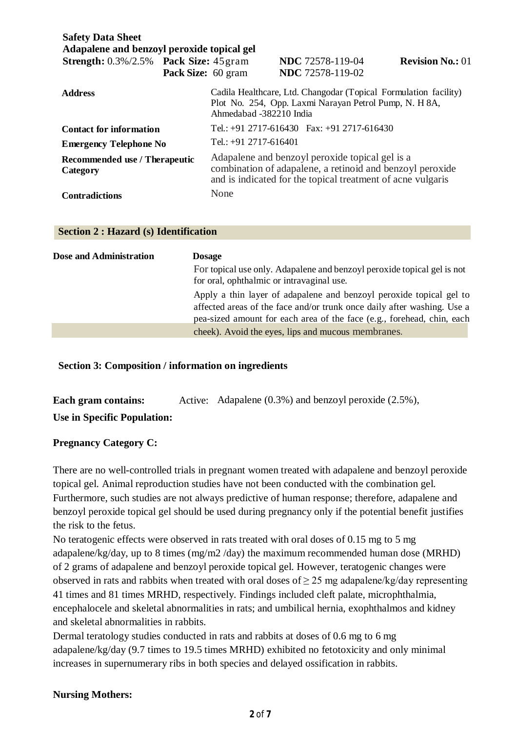**Safety Data Sheet**
**Adapalene and benzoyl peroxide topical gel**

| **Strength:** 0.3%/2.5% | **Pack Size:** 45 gram | **NDC** 72578-119-04 | **Revision No.:** 01 |
|---|---|---|---|
| | **Pack Size:** 60 gram | **NDC** 72578-119-02 | |

| | |
|---|---|
| **Address** | Cadila Healthcare, Ltd. Changodar (Topical Formulation facility) Plot No. 254, Opp. Laxmi Narayan Petrol Pump, N. H 8A, Ahmedabad -382210 India |
| **Contact for information** | Tel.: +91 2717-616430 Fax: +91 2717-616430 |
| **Emergency Telephone No** | Tel.: +91 2717-616401 |
| **Recommended use / Therapeutic Category** | Adapalene and benzoyl peroxide topical gel is a combination of adapalene, a retinoid and benzoyl peroxide and is indicated for the topical treatment of acne vulgaris |
| **Contradictions** | None |

## Section 2 : Hazard (s) Identification

**Dose and Administration**

**Dosage**

For topical use only. Adapalene and benzoyl peroxide topical gel is not for oral, ophthalmic or intravaginal use.

Apply a thin layer of adapalene and benzoyl peroxide topical gel to affected areas of the face and/or trunk once daily after washing. Use a pea-sized amount for each area of the face (e.g., forehead, chin, each cheek). Avoid the eyes, lips and mucous membranes.

## Section 3: Composition / information on ingredients

**Each gram contains:** Active: Adapalene (0.3%) and benzoyl peroxide (2.5%),

**Use in Specific Population:**

**Pregnancy Category C:**

There are no well-controlled trials in pregnant women treated with adapalene and benzoyl peroxide topical gel. Animal reproduction studies have not been conducted with the combination gel. Furthermore, such studies are not always predictive of human response; therefore, adapalene and benzoyl peroxide topical gel should be used during pregnancy only if the potential benefit justifies the risk to the fetus.

No teratogenic effects were observed in rats treated with oral doses of 0.15 mg to 5 mg adapalene/kg/day, up to 8 times (mg/m2 /day) the maximum recommended human dose (MRHD) of 2 grams of adapalene and benzoyl peroxide topical gel. However, teratogenic changes were observed in rats and rabbits when treated with oral doses of $\geq$ 25 mg adapalene/kg/day representing 41 times and 81 times MRHD, respectively. Findings included cleft palate, microphthalmia, encephalocele and skeletal abnormalities in rats; and umbilical hernia, exophthalmos and kidney and skeletal abnormalities in rabbits.

Dermal teratology studies conducted in rats and rabbits at doses of 0.6 mg to 6 mg adapalene/kg/day (9.7 times to 19.5 times MRHD) exhibited no fetotoxicity and only minimal increases in supernumerary ribs in both species and delayed ossification in rabbits.

**Nursing Mothers:**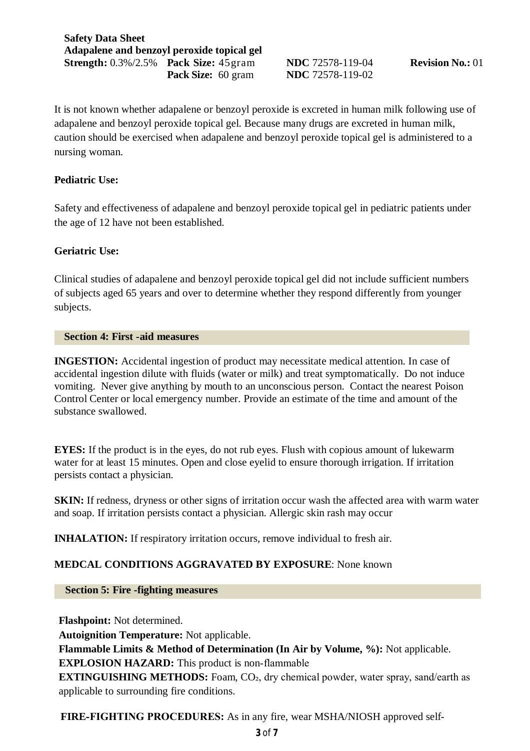It is not known whether adapalene or benzoyl peroxide is excreted in human milk following use of adapalene and benzoyl peroxide topical gel. Because many drugs are excreted in human milk, caution should be exercised when adapalene and benzoyl peroxide topical gel is administered to a nursing woman.

**Pediatric Use:**

Safety and effectiveness of adapalene and benzoyl peroxide topical gel in pediatric patients under the age of 12 have not been established.

**Geriatric Use:**

Clinical studies of adapalene and benzoyl peroxide topical gel did not include sufficient numbers of subjects aged 65 years and over to determine whether they respond differently from younger subjects.

## Section 4: First -aid measures

**INGESTION:** Accidental ingestion of product may necessitate medical attention. In case of accidental ingestion dilute with fluids (water or milk) and treat symptomatically. Do not induce vomiting. Never give anything by mouth to an unconscious person. Contact the nearest Poison Control Center or local emergency number. Provide an estimate of the time and amount of the substance swallowed.

**EYES:** If the product is in the eyes, do not rub eyes. Flush with copious amount of lukewarm water for at least 15 minutes. Open and close eyelid to ensure thorough irrigation. If irritation persists contact a physician.

**SKIN:** If redness, dryness or other signs of irritation occur wash the affected area with warm water and soap. If irritation persists contact a physician. Allergic skin rash may occur

**INHALATION:** If respiratory irritation occurs, remove individual to fresh air.

**MEDCAL CONDITIONS AGGRAVATED BY EXPOSURE**: None known

## Section 5: Fire -fighting measures

**Flashpoint:** Not determined.
**Autoignition Temperature:** Not applicable.
**Flammable Limits & Method of Determination (In Air by Volume, %):** Not applicable.
**EXPLOSION HAZARD:** This product is non-flammable
**EXTINGUISHING METHODS:** Foam, $CO_2$, dry chemical powder, water spray, sand/earth as applicable to surrounding fire conditions.

**FIRE-FIGHTING PROCEDURES:** As in any fire, wear MSHA/NIOSH approved self-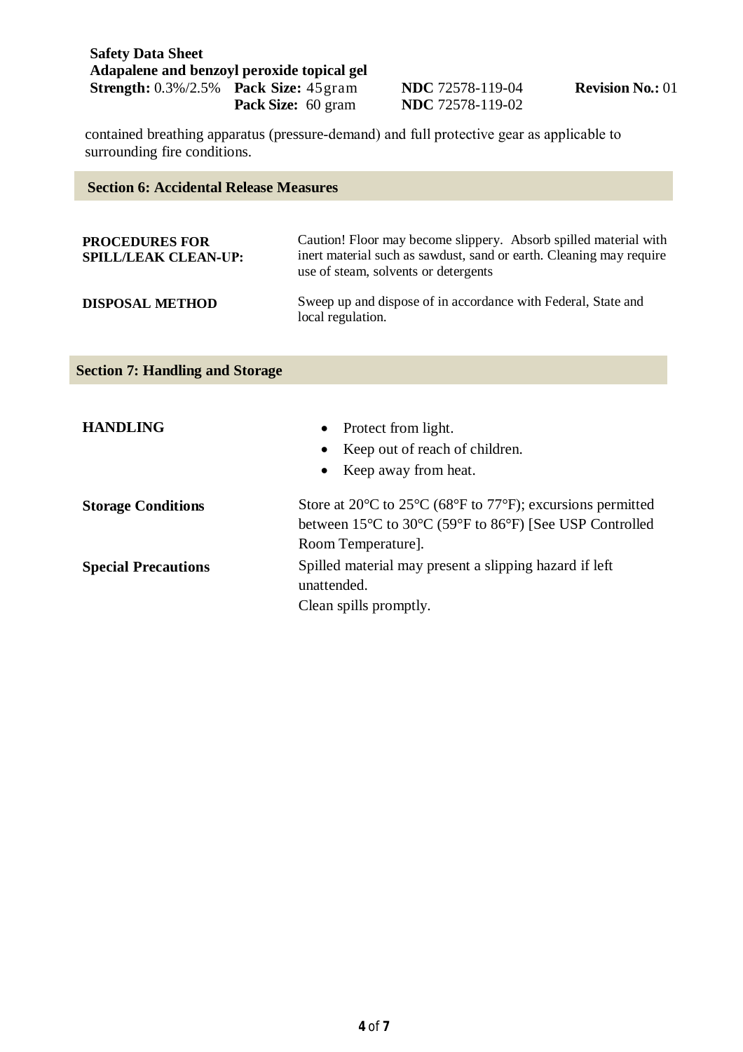contained breathing apparatus (pressure-demand) and full protective gear as applicable to surrounding fire conditions.

## Section 6: Accidental Release Measures

| | |
|---|---|
| **PROCEDURES FOR SPILL/LEAK CLEAN-UP:** | Caution! Floor may become slippery. Absorb spilled material with inert material such as sawdust, sand or earth. Cleaning may require use of steam, solvents or detergents |
| **DISPOSAL METHOD** | Sweep up and dispose of in accordance with Federal, State and local regulation. |

## Section 7: Handling and Storage

| | |
|---|---|
| **HANDLING** | • Protect from light.<br>• Keep out of reach of children.<br>• Keep away from heat. |
| **Storage Conditions** | Store at 20°C to 25°C (68°F to 77°F); excursions permitted between 15°C to 30°C (59°F to 86°F) [See USP Controlled Room Temperature]. |
| **Special Precautions** | Spilled material may present a slipping hazard if left unattended.<br>Clean spills promptly. |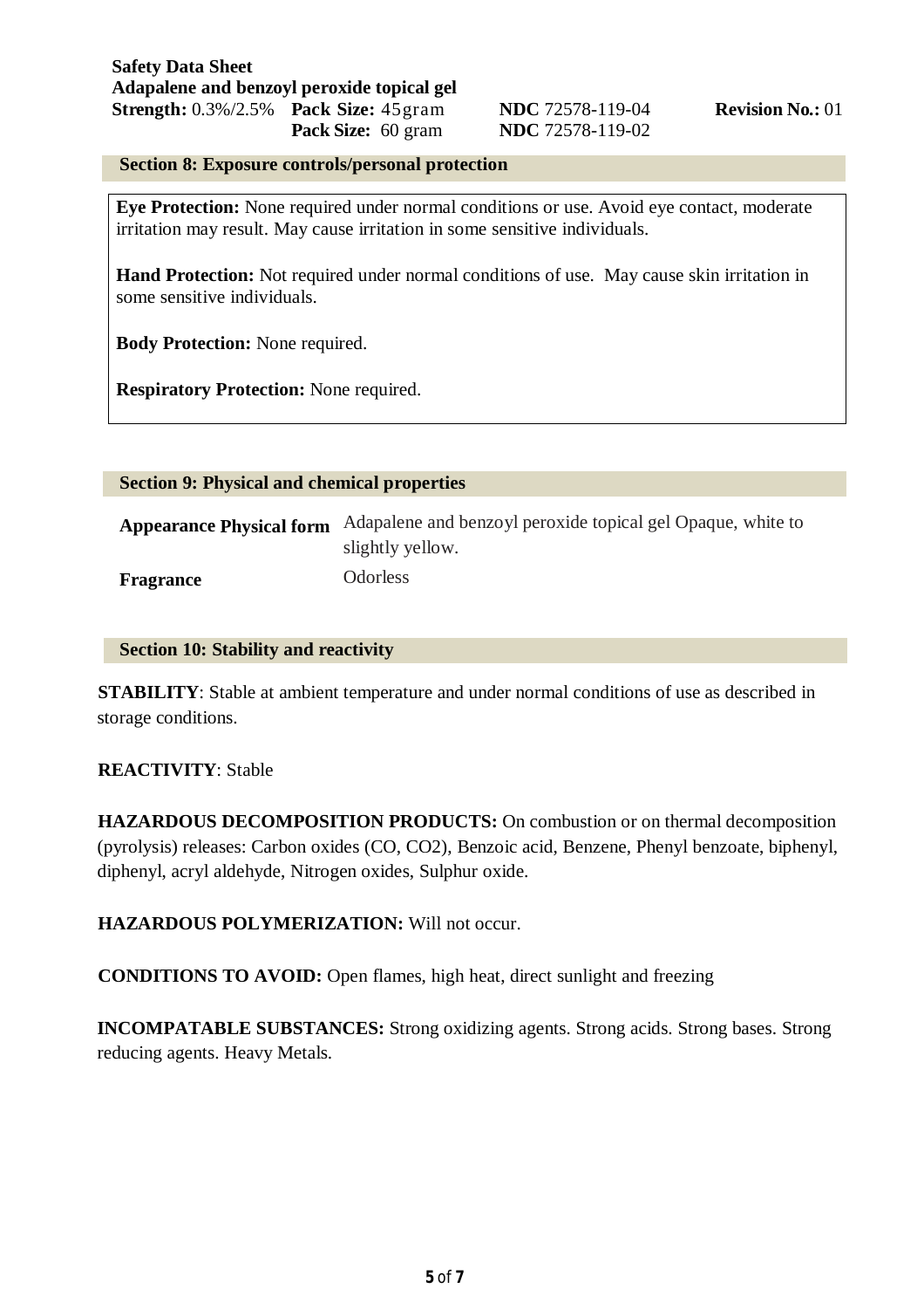**Safety Data Sheet**
**Adapalene and benzoyl peroxide topical gel**

| **Strength:** 0.3%/2.5% | **Pack Size:** 45gram | **NDC** 72578-119-04 | **Revision No.:** 01 |
| --- | --- | --- | --- |
| | **Pack Size:** 60 gram | **NDC** 72578-119-02 | |

## Section 8: Exposure controls/personal protection

**Eye Protection:** None required under normal conditions or use. Avoid eye contact, moderate irritation may result. May cause irritation in some sensitive individuals.

**Hand Protection:** Not required under normal conditions of use. May cause skin irritation in some sensitive individuals.

**Body Protection:** None required.

**Respiratory Protection:** None required.

## Section 9: Physical and chemical properties

| | |
| --- | --- |
| **Appearance Physical form** | Adapalene and benzoyl peroxide topical gel Opaque, white to slightly yellow. |
| **Fragrance** | Odorless |

## Section 10: Stability and reactivity

**STABILITY**: Stable at ambient temperature and under normal conditions of use as described in storage conditions.

**REACTIVITY**: Stable

**HAZARDOUS DECOMPOSITION PRODUCTS:** On combustion or on thermal decomposition (pyrolysis) releases: Carbon oxides (CO, $CO_2$), Benzoic acid, Benzene, Phenyl benzoate, biphenyl, diphenyl, acryl aldehyde, Nitrogen oxides, Sulphur oxide.

**HAZARDOUS POLYMERIZATION:** Will not occur.

**CONDITIONS TO AVOID:** Open flames, high heat, direct sunlight and freezing

**INCOMPATABLE SUBSTANCES:** Strong oxidizing agents. Strong acids. Strong bases. Strong reducing agents. Heavy Metals.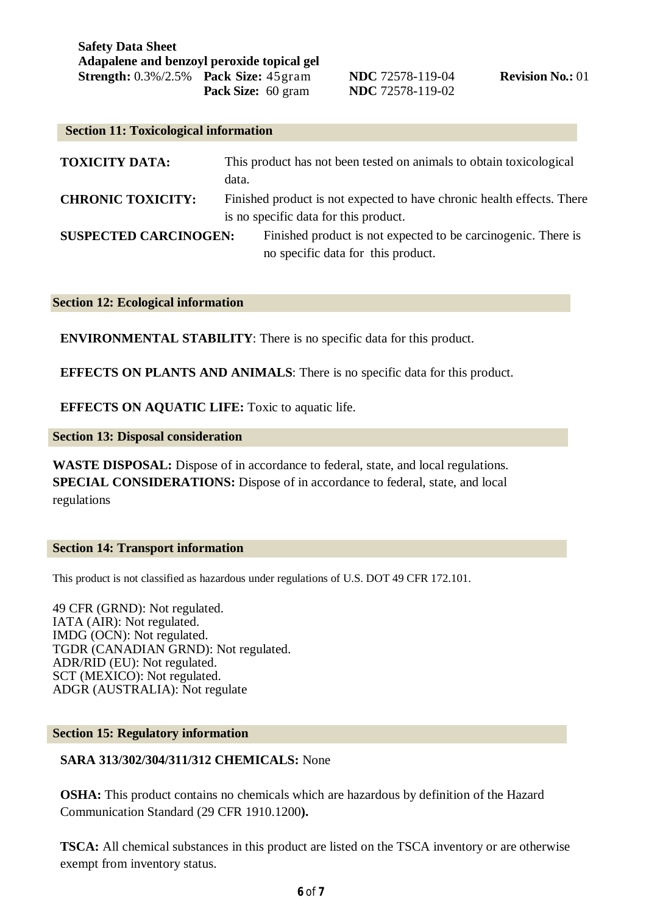## Section 11: Toxicological information

**TOXICITY DATA:** This product has not been tested on animals to obtain toxicological data.

**CHRONIC TOXICITY:** Finished product is not expected to have chronic health effects. There is no specific data for this product.

**SUSPECTED CARCINOGEN:** Finished product is not expected to be carcinogenic. There is no specific data for this product.

## Section 12: Ecological information

**ENVIRONMENTAL STABILITY**: There is no specific data for this product.

**EFFECTS ON PLANTS AND ANIMALS**: There is no specific data for this product.

**EFFECTS ON AQUATIC LIFE:** Toxic to aquatic life.

## Section 13: Disposal consideration

**WASTE DISPOSAL:** Dispose of in accordance to federal, state, and local regulations.
**SPECIAL CONSIDERATIONS:** Dispose of in accordance to federal, state, and local regulations

## Section 14: Transport information

This product is not classified as hazardous under regulations of U.S. DOT 49 CFR 172.101.

49 CFR (GRND): Not regulated.
IATA (AIR): Not regulated.
IMDG (OCN): Not regulated.
TGDR (CANADIAN GRND): Not regulated.
ADR/RID (EU): Not regulated.
SCT (MEXICO): Not regulated.
ADGR (AUSTRALIA): Not regulate

## Section 15: Regulatory information

**SARA 313/302/304/311/312 CHEMICALS:** None

**OSHA:** This product contains no chemicals which are hazardous by definition of the Hazard Communication Standard (29 CFR 1910.1200**).**

**TSCA:** All chemical substances in this product are listed on the TSCA inventory or are otherwise exempt from inventory status.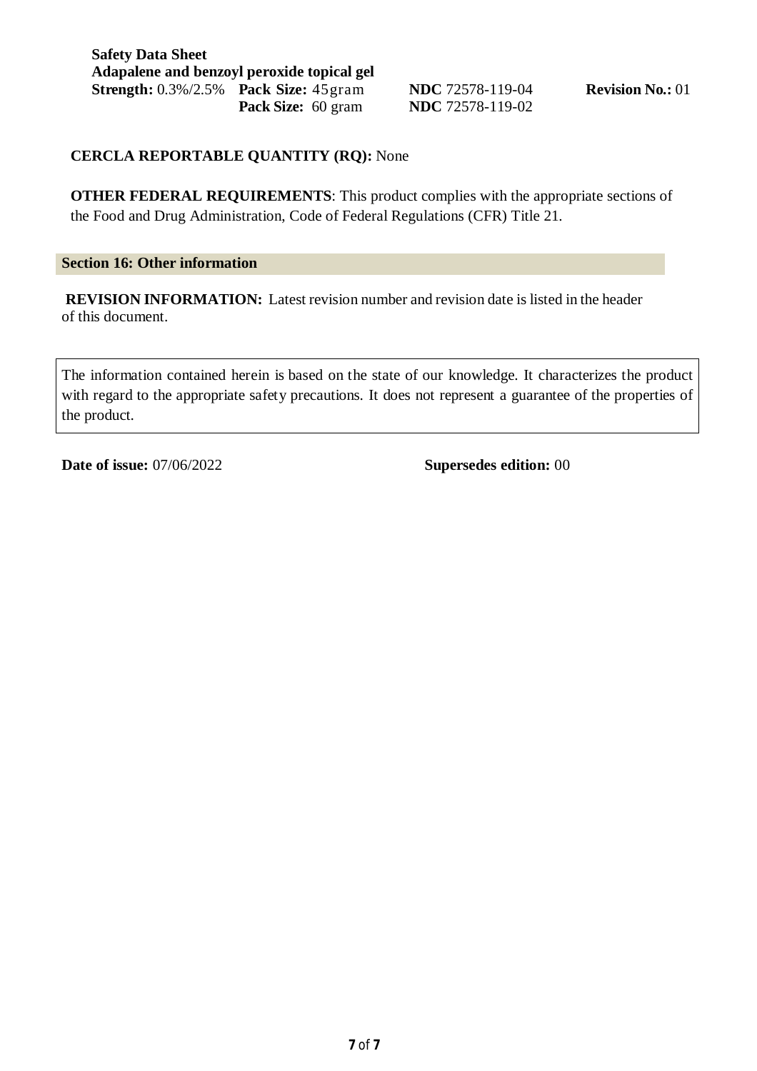**CERCLA REPORTABLE QUANTITY (RQ):** None

**OTHER FEDERAL REQUIREMENTS**: This product complies with the appropriate sections of the Food and Drug Administration, Code of Federal Regulations (CFR) Title 21.

## Section 16: Other information

**REVISION INFORMATION:** Latest revision number and revision date is listed in the header of this document.

The information contained herein is based on the state of our knowledge. It characterizes the product with regard to the appropriate safety precautions. It does not represent a guarantee of the properties of the product.

**Date of issue:** 07/06/2022 **Supersedes edition:** 00